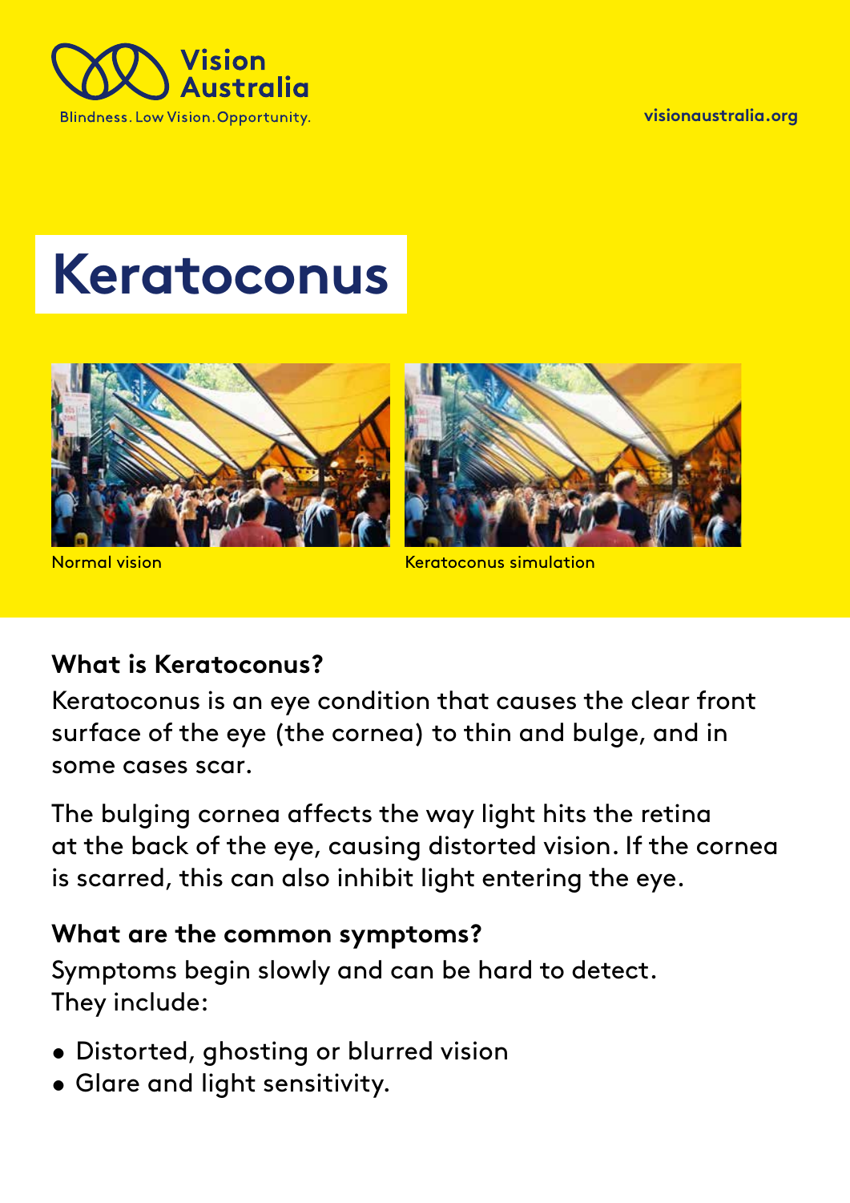Vision Australia
Blindness. Low Vision. Opportunity.

visionaustralia.org

# Keratoconus

Normal vision

Keratoconus simulation

## What is Keratoconus?

Keratoconus is an eye condition that causes the clear front surface of the eye (the cornea) to thin and bulge, and in some cases scar.

The bulging cornea affects the way light hits the retina at the back of the eye, causing distorted vision. If the cornea is scarred, this can also inhibit light entering the eye.

## What are the common symptoms?

Symptoms begin slowly and can be hard to detect. They include:

- Distorted, ghosting or blurred vision
- Glare and light sensitivity.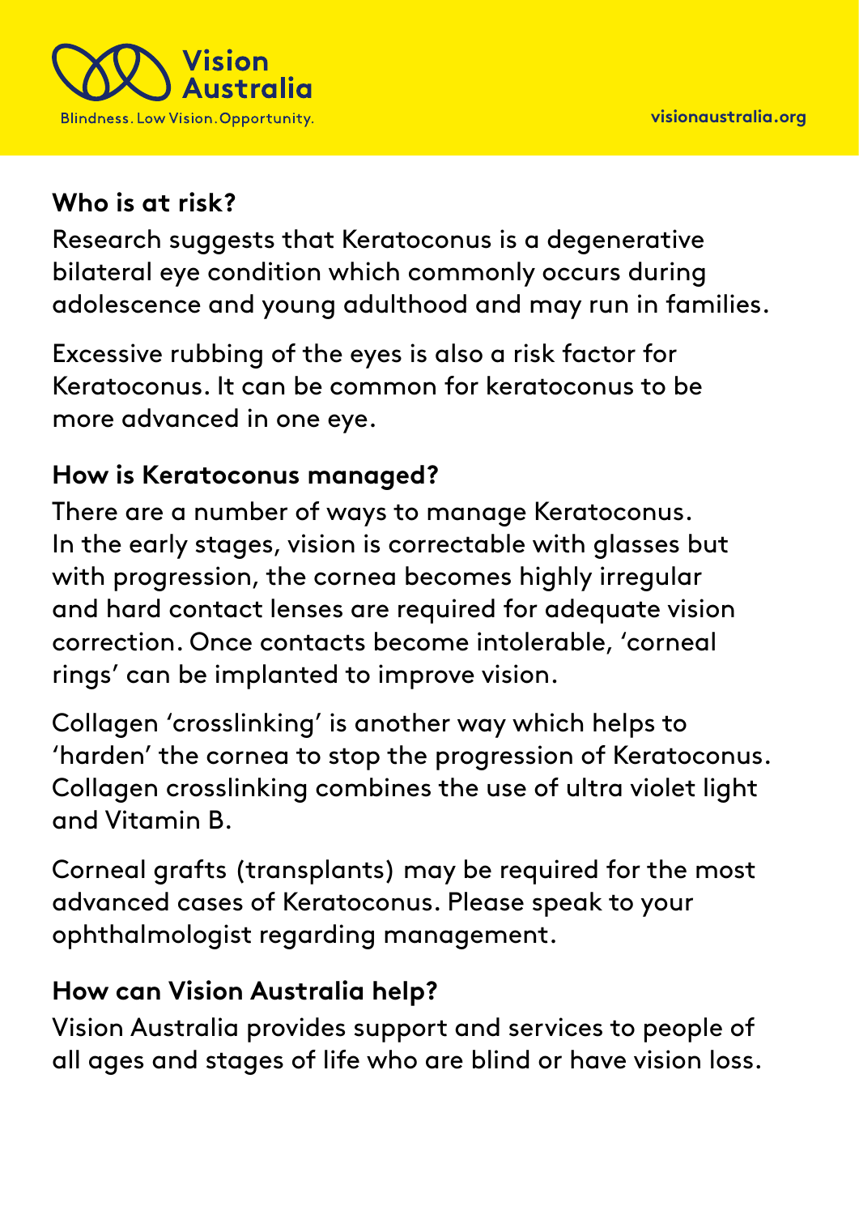## Who is at risk?

Research suggests that Keratoconus is a degenerative bilateral eye condition which commonly occurs during adolescence and young adulthood and may run in families.

Excessive rubbing of the eyes is also a risk factor for Keratoconus. It can be common for keratoconus to be more advanced in one eye.

## How is Keratoconus managed?

There are a number of ways to manage Keratoconus. In the early stages, vision is correctable with glasses but with progression, the cornea becomes highly irregular and hard contact lenses are required for adequate vision correction. Once contacts become intolerable, 'corneal rings' can be implanted to improve vision.

Collagen 'crosslinking' is another way which helps to 'harden' the cornea to stop the progression of Keratoconus. Collagen crosslinking combines the use of ultra violet light and Vitamin B.

Corneal grafts (transplants) may be required for the most advanced cases of Keratoconus. Please speak to your ophthalmologist regarding management.

## How can Vision Australia help?

Vision Australia provides support and services to people of all ages and stages of life who are blind or have vision loss.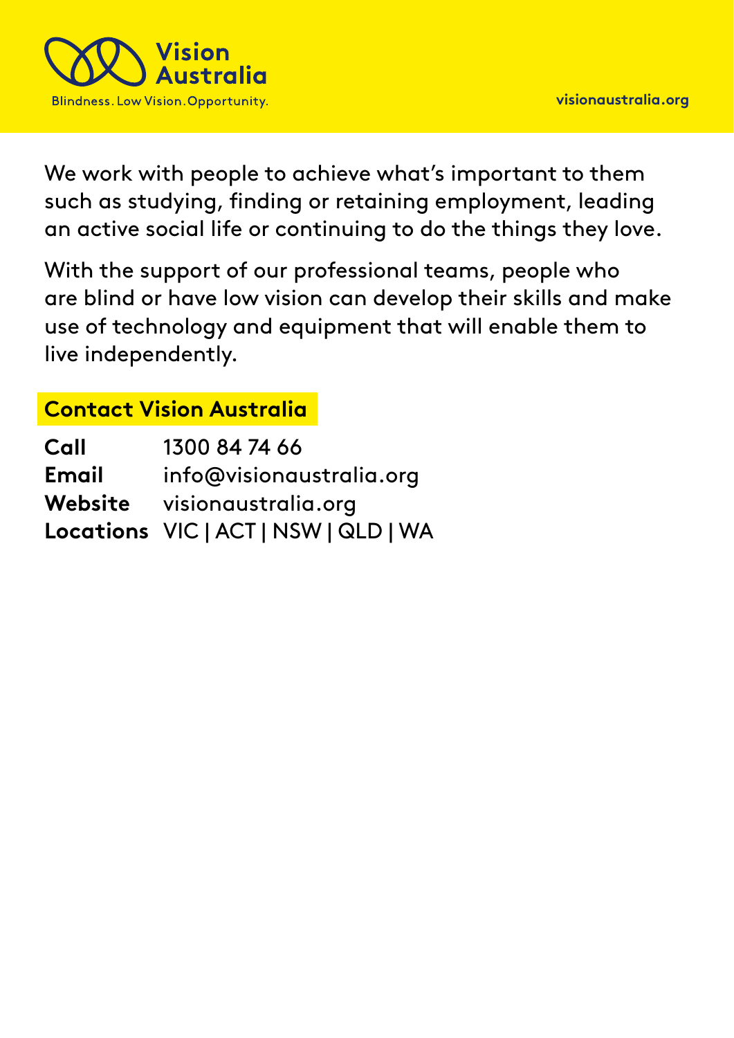Vision Australia

Blindness. Low Vision. Opportunity.

visionaustralia.org

We work with people to achieve what's important to them such as studying, finding or retaining employment, leading an active social life or continuing to do the things they love.

With the support of our professional teams, people who are blind or have low vision can develop their skills and make use of technology and equipment that will enable them to live independently.

## Contact Vision Australia

| | |
|---|---|
| **Call** | 1300 84 74 66 |
| **Email** | info@visionaustralia.org |
| **Website** | visionaustralia.org |
| **Locations** | VIC \| ACT \| NSW \| QLD \| WA |